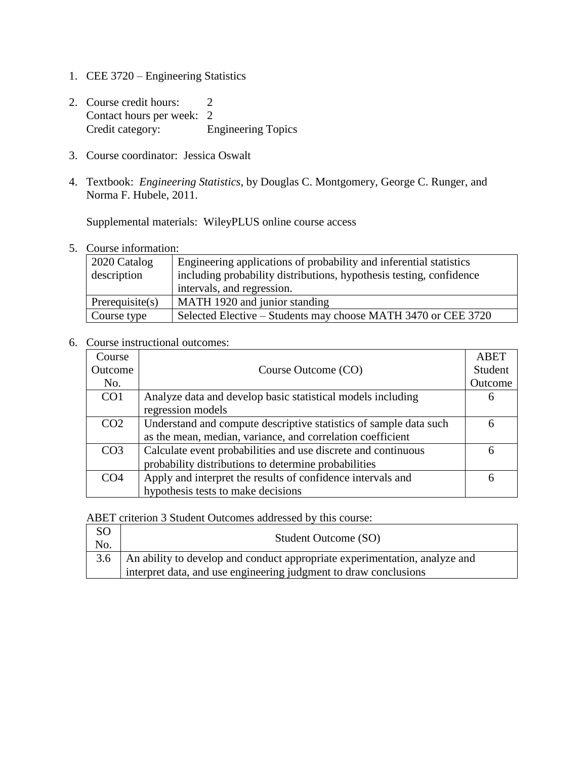1. CEE 3720 – Engineering Statistics

2. Course credit hours: 2
   Contact hours per week: 2
   Credit category: Engineering Topics

3. Course coordinator: Jessica Oswalt

4. Textbook: *Engineering Statistics*, by Douglas C. Montgomery, George C. Runger, and Norma F. Hubele, 2011.

   Supplemental materials: WileyPLUS online course access

5. Course information:

| | |
|---|---|
| 2020 Catalog description | Engineering applications of probability and inferential statistics including probability distributions, hypothesis testing, confidence intervals, and regression. |
| Prerequisite(s) | MATH 1920 and junior standing |
| Course type | Selected Elective – Students may choose MATH 3470 or CEE 3720 |

6. Course instructional outcomes:

| Course Outcome No. | Course Outcome (CO) | ABET Student Outcome |
|---|---|---|
| CO1 | Analyze data and develop basic statistical models including regression models | 6 |
| CO2 | Understand and compute descriptive statistics of sample data such as the mean, median, variance, and correlation coefficient | 6 |
| CO3 | Calculate event probabilities and use discrete and continuous probability distributions to determine probabilities | 6 |
| CO4 | Apply and interpret the results of confidence intervals and hypothesis tests to make decisions | 6 |

ABET criterion 3 Student Outcomes addressed by this course:

| SO No. | Student Outcome (SO) |
|---|---|
| 3.6 | An ability to develop and conduct appropriate experimentation, analyze and interpret data, and use engineering judgment to draw conclusions |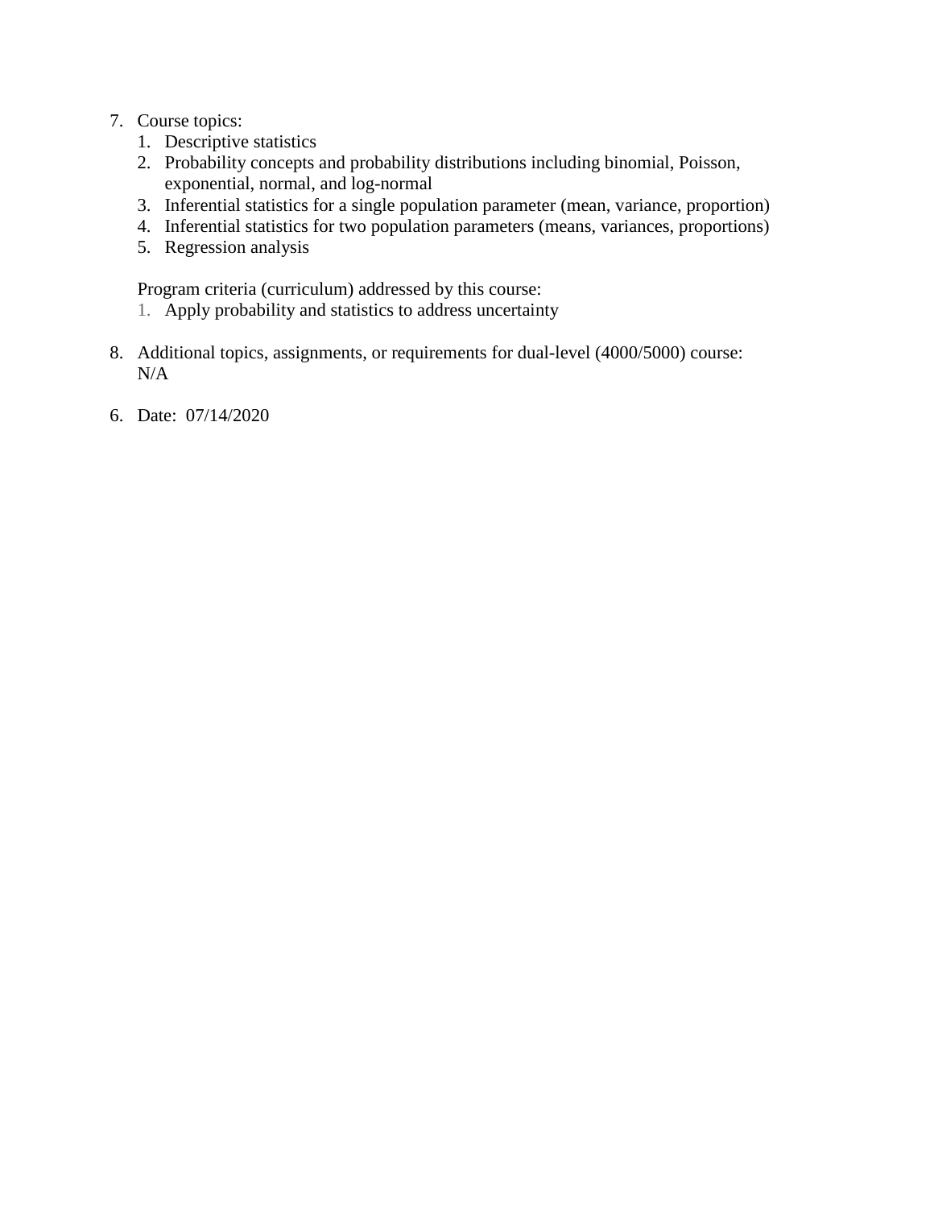7. Course topics:
   1. Descriptive statistics
   2. Probability concepts and probability distributions including binomial, Poisson, exponential, normal, and log-normal
   3. Inferential statistics for a single population parameter (mean, variance, proportion)
   4. Inferential statistics for two population parameters (means, variances, proportions)
   5. Regression analysis

   Program criteria (curriculum) addressed by this course:
   1. Apply probability and statistics to address uncertainty

8. Additional topics, assignments, or requirements for dual-level (4000/5000) course: N/A

6. Date: 07/14/2020